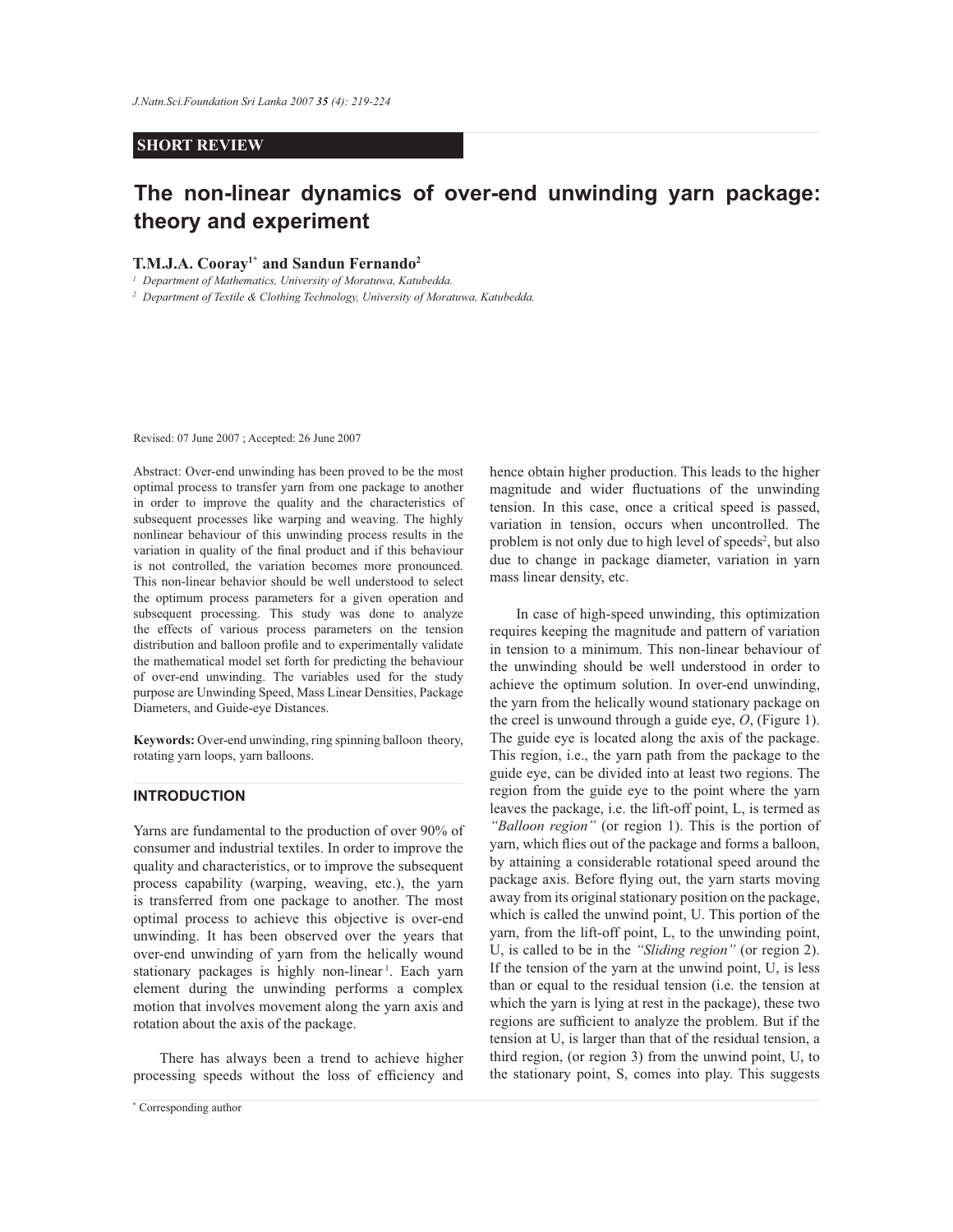SHORT REVIEW

# The non-linear dynamics of over-end unwinding yarn package: theory and experiment

**T.M.J.A. Cooray[1*] and Sandun Fernando[2]**

[1] Department of Mathematics, University of Moratuwa, Katubedda.

[2] Department of Textile & Clothing Technology, University of Moratuwa, Katubedda.

Revised: 07 June 2007 ; Accepted: 26 June 2007

Abstract: Over-end unwinding has been proved to be the most optimal process to transfer yarn from one package to another in order to improve the quality and the characteristics of subsequent processes like warping and weaving. The highly nonlinear behaviour of this unwinding process results in the variation in quality of the final product and if this behaviour is not controlled, the variation becomes more pronounced. This non-linear behavior should be well understood to select the optimum process parameters for a given operation and subsequent processing. This study was done to analyze the effects of various process parameters on the tension distribution and balloon profile and to experimentally validate the mathematical model set forth for predicting the behaviour of over-end unwinding. The variables used for the study purpose are Unwinding Speed, Mass Linear Densities, Package Diameters, and Guide-eye Distances.

**Keywords:** Over-end unwinding, ring spinning balloon theory, rotating yarn loops, yarn balloons.

## INTRODUCTION

Yarns are fundamental to the production of over 90% of consumer and industrial textiles. In order to improve the quality and characteristics, or to improve the subsequent process capability (warping, weaving, etc.), the yarn is transferred from one package to another. The most optimal process to achieve this objective is over-end unwinding. It has been observed over the years that over-end unwinding of yarn from the helically wound stationary packages is highly non-linear[1]. Each yarn element during the unwinding performs a complex motion that involves movement along the yarn axis and rotation about the axis of the package.

There has always been a trend to achieve higher processing speeds without the loss of efficiency and hence obtain higher production. This leads to the higher magnitude and wider fluctuations of the unwinding tension. In this case, once a critical speed is passed, variation in tension, occurs when uncontrolled. The problem is not only due to high level of speeds[2], but also due to change in package diameter, variation in yarn mass linear density, etc.

In case of high-speed unwinding, this optimization requires keeping the magnitude and pattern of variation in tension to a minimum. This non-linear behaviour of the unwinding should be well understood in order to achieve the optimum solution. In over-end unwinding, the yarn from the helically wound stationary package on the creel is unwound through a guide eye, *O*, (Figure 1). The guide eye is located along the axis of the package. This region, i.e., the yarn path from the package to the guide eye, can be divided into at least two regions. The region from the guide eye to the point where the yarn leaves the package, i.e. the lift-off point, L, is termed as *"Balloon region"* (or region 1). This is the portion of yarn, which flies out of the package and forms a balloon, by attaining a considerable rotational speed around the package axis. Before flying out, the yarn starts moving away from its original stationary position on the package, which is called the unwind point, U. This portion of the yarn, from the lift-off point, L, to the unwinding point, U, is called to be in the *"Sliding region"* (or region 2). If the tension of the yarn at the unwind point, U, is less than or equal to the residual tension (i.e. the tension at which the yarn is lying at rest in the package), these two regions are sufficient to analyze the problem. But if the tension at U, is larger than that of the residual tension, a third region, (or region 3) from the unwind point, U, to the stationary point, S, comes into play. This suggests

[*] Corresponding author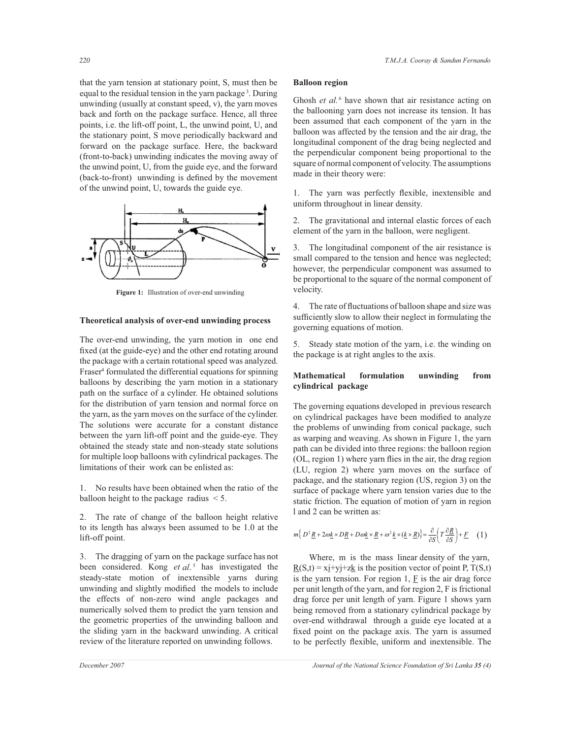that the yarn tension at stationary point, S, must then be equal to the residual tension in the yarn package [3]. During unwinding (usually at constant speed, v), the yarn moves back and forth on the package surface. Hence, all three points, i.e. the lift-off point, L, the unwind point, U, and the stationary point, S move periodically backward and forward on the package surface. Here, the backward (front-to-back) unwinding indicates the moving away of the unwind point, U, from the guide eye, and the forward (back-to-front) unwinding is defined by the movement of the unwind point, U, towards the guide eye.

Figure 1: Illustration of over-end unwinding

## Theoretical analysis of over-end unwinding process

The over-end unwinding, the yarn motion in one end fixed (at the guide-eye) and the other end rotating around the package with a certain rotational speed was analyzed. Fraser[4] formulated the differential equations for spinning balloons by describing the yarn motion in a stationary path on the surface of a cylinder. He obtained solutions for the distribution of yarn tension and normal force on the yarn, as the yarn moves on the surface of the cylinder. The solutions were accurate for a constant distance between the yarn lift-off point and the guide-eye. They obtained the steady state and non-steady state solutions for multiple loop balloons with cylindrical packages. The limitations of their work can be enlisted as:

1. No results have been obtained when the ratio of the balloon height to the package radius $< 5$.

2. The rate of change of the balloon height relative to its length has always been assumed to be 1.0 at the lift-off point.

3. The dragging of yarn on the package surface has not been considered. Kong *et al.*[5] has investigated the steady-state motion of inextensible yarns during unwinding and slightly modified the models to include the effects of non-zero wind angle packages and numerically solved them to predict the yarn tension and the geometric properties of the unwinding balloon and the sliding yarn in the backward unwinding. A critical review of the literature reported on unwinding follows.

## Balloon region

Ghosh *et al.*[6] have shown that air resistance acting on the ballooning yarn does not increase its tension. It has been assumed that each component of the yarn in the balloon was affected by the tension and the air drag, the longitudinal component of the drag being neglected and the perpendicular component being proportional to the square of normal component of velocity. The assumptions made in their theory were:

1. The yarn was perfectly flexible, inextensible and uniform throughout in linear density.

2. The gravitational and internal elastic forces of each element of the yarn in the balloon, were negligent.

3. The longitudinal component of the air resistance is small compared to the tension and hence was neglected; however, the perpendicular component was assumed to be proportional to the square of the normal component of velocity.

4. The rate of fluctuations of balloon shape and size was sufficiently slow to allow their neglect in formulating the governing equations of motion.

5. Steady state motion of the yarn, i.e. the winding on the package is at right angles to the axis.

## Mathematical formulation unwinding from cylindrical package

The governing equations developed in previous research on cylindrical packages have been modified to analyze the problems of unwinding from conical package, such as warping and weaving. As shown in Figure 1, the yarn path can be divided into three regions: the balloon region (OL, region 1) where yarn flies in the air, the drag region (LU, region 2) where yarn moves on the surface of package, and the stationary region (US, region 3) on the surface of package where yarn tension varies due to the static friction. The equation of motion of yarn in region l and 2 can be written as:

$$m\left\{ D^2\underline{R} + 2\omega\underline{k}\times D\underline{R} + D\omega\underline{k}\times\underline{R} + \omega^2\underline{k}\times(\underline{k}\times\underline{R})\right\} = \frac{\partial}{\partial S}\left(T\frac{\partial \underline{R}}{\partial S}\right) + \underline{F} \quad (1)$$

Where, m is the mass linear density of the yarn, $\underline{R}(S,t) = x\underline{i}+y\underline{j}+z\underline{k}$ is the position vector of point P, $T(S,t)$ is the yarn tension. For region 1, $\underline{F}$ is the air drag force per unit length of the yarn, and for region 2, F is frictional drag force per unit length of yarn. Figure 1 shows yarn being removed from a stationary cylindrical package by over-end withdrawal through a guide eye located at a fixed point on the package axis. The yarn is assumed to be perfectly flexible, uniform and inextensible. The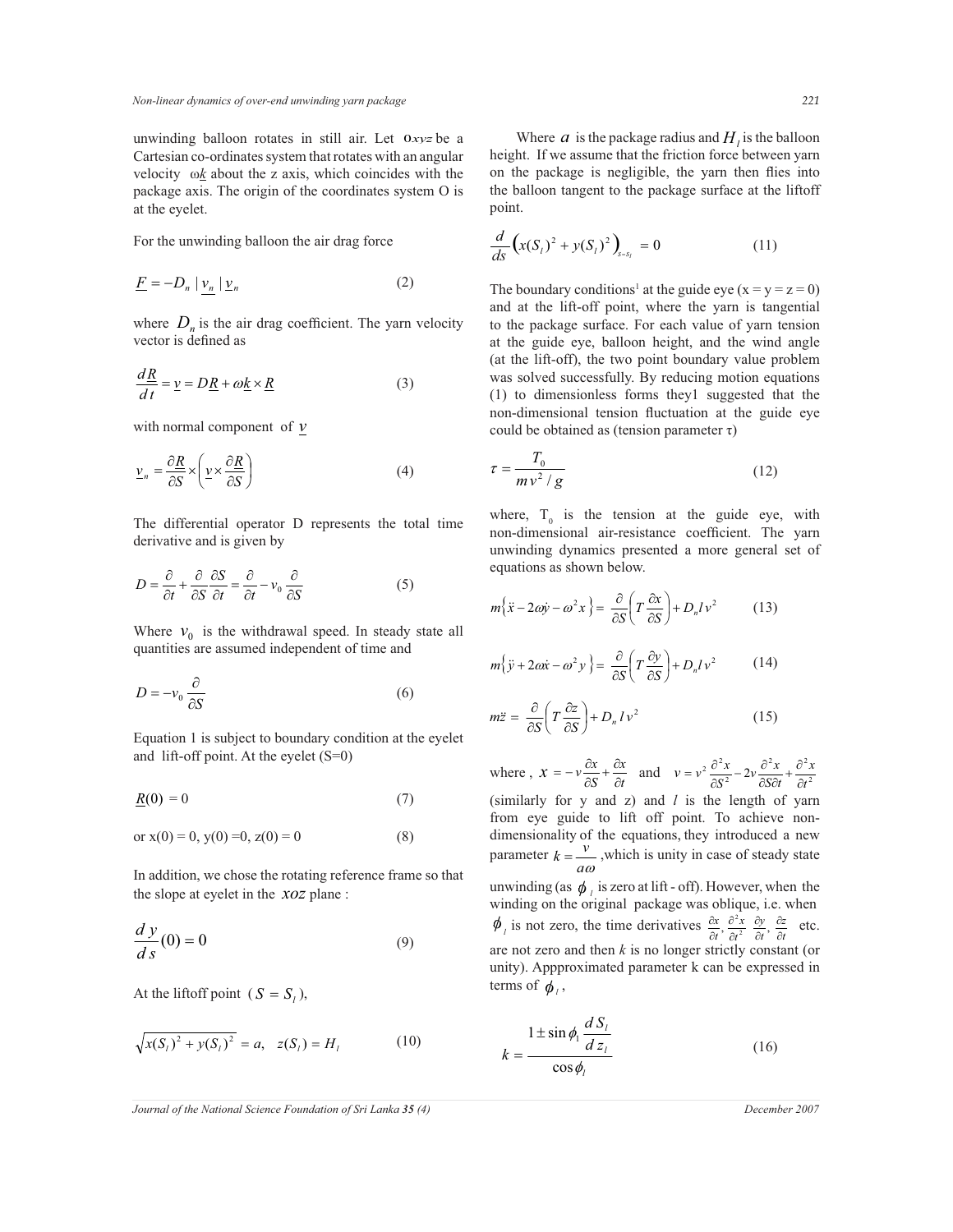unwinding balloon rotates in still air. Let $Oxyz$ be a Cartesian co-ordinates system that rotates with an angular velocity $\omega \underline{k}$ about the z axis, which coincides with the package axis. The origin of the coordinates system O is at the eyelet.

For the unwinding balloon the air drag force

$$\underline{F} = -D_n \, | \underline{v}_n | \, \underline{v}_n \tag{2}$$

where $D_n$ is the air drag coefficient. The yarn velocity vector is defined as

$$\frac{d\underline{R}}{dt} = \underline{v} = D\underline{R} + \omega \underline{k} \times \underline{R} \tag{3}$$

with normal component of $\underline{v}$

$$\underline{v}_n = \frac{\partial \underline{R}}{\partial S} \times \left( \underline{v} \times \frac{\partial \underline{R}}{\partial S} \right) \tag{4}$$

The differential operator D represents the total time derivative and is given by

$$D = \frac{\partial}{\partial t} + \frac{\partial}{\partial S}\frac{\partial S}{\partial t} = \frac{\partial}{\partial t} - v_0 \frac{\partial}{\partial S} \tag{5}$$

Where $v_0$ is the withdrawal speed. In steady state all quantities are assumed independent of time and

$$D = -v_0 \frac{\partial}{\partial S} \tag{6}$$

Equation 1 is subject to boundary condition at the eyelet and lift-off point. At the eyelet (S=0)

$$\underline{R}(0) = 0 \tag{7}$$

$$\text{or } x(0) = 0,\ y(0) = 0,\ z(0) = 0 \tag{8}$$

In addition, we chose the rotating reference frame so that the slope at eyelet in the $xoz$ plane :

$$\frac{dy}{ds}(0) = 0 \tag{9}$$

At the liftoff point ($S = S_l$),

$$\sqrt{x(S_l)^2 + y(S_l)^2} = a, \quad z(S_l) = H_l \tag{10}$$

Where $a$ is the package radius and $H_l$ is the balloon height. If we assume that the friction force between yarn on the package is negligible, the yarn then flies into the balloon tangent to the package surface at the liftoff point.

$$\frac{d}{ds}\left( x(S_l)^2 + y(S_l)^2 \right)_{s=S_l} = 0 \tag{11}$$

The boundary conditions[1] at the guide eye (x = y = z = 0) and at the lift-off point, where the yarn is tangential to the package surface. For each value of yarn tension at the guide eye, balloon height, and the wind angle (at the lift-off), the two point boundary value problem was solved successfully. By reducing motion equations (1) to dimensionless forms they1 suggested that the non-dimensional tension fluctuation at the guide eye could be obtained as (tension parameter τ)

$$\tau = \frac{T_0}{mv^2 / g} \tag{12}$$

where, $T_0$ is the tension at the guide eye, with non-dimensional air-resistance coefficient. The yarn unwinding dynamics presented a more general set of equations as shown below.

$$m\left\{ \ddot{x} - 2\omega \dot{y} - \omega^2 x \right\} = \frac{\partial}{\partial S}\left( T \frac{\partial x}{\partial S} \right) + D_n l v^2 \tag{13}$$

$$m\left\{ \ddot{y} + 2\omega \dot{x} - \omega^2 y \right\} = \frac{\partial}{\partial S}\left( T \frac{\partial y}{\partial S} \right) + D_n l v^2 \tag{14}$$

$$m\ddot{z} = \frac{\partial}{\partial S}\left( T \frac{\partial z}{\partial S} \right) + D_n l v^2 \tag{15}$$

where , $x = -v\frac{\partial x}{\partial S} + \frac{\partial x}{\partial t}$ and $v = v^2 \frac{\partial^2 x}{\partial S^2} - 2v \frac{\partial^2 x}{\partial S \partial t} + \frac{\partial^2 x}{\partial t^2}$ (similarly for y and z) and $l$ is the length of yarn from eye guide to lift off point. To achieve non-dimensionality of the equations, they introduced a new parameter $k = \frac{v}{a\omega}$ ,which is unity in case of steady state unwinding (as $\phi_l$ is zero at lift - off). However, when the winding on the original package was oblique, i.e. when $\phi_l$ is not zero, the time derivatives $\frac{\partial x}{\partial t}, \frac{\partial^2 x}{\partial t^2}, \frac{\partial y}{\partial t}, \frac{\partial z}{\partial t}$ etc. are not zero and then $k$ is no longer strictly constant (or unity). Appproximated parameter k can be expressed in terms of $\phi_l$ ,

$$k = \frac{1 \pm \sin\phi_1 \dfrac{dS_l}{dz_l}}{\cos\phi_l} \tag{16}$$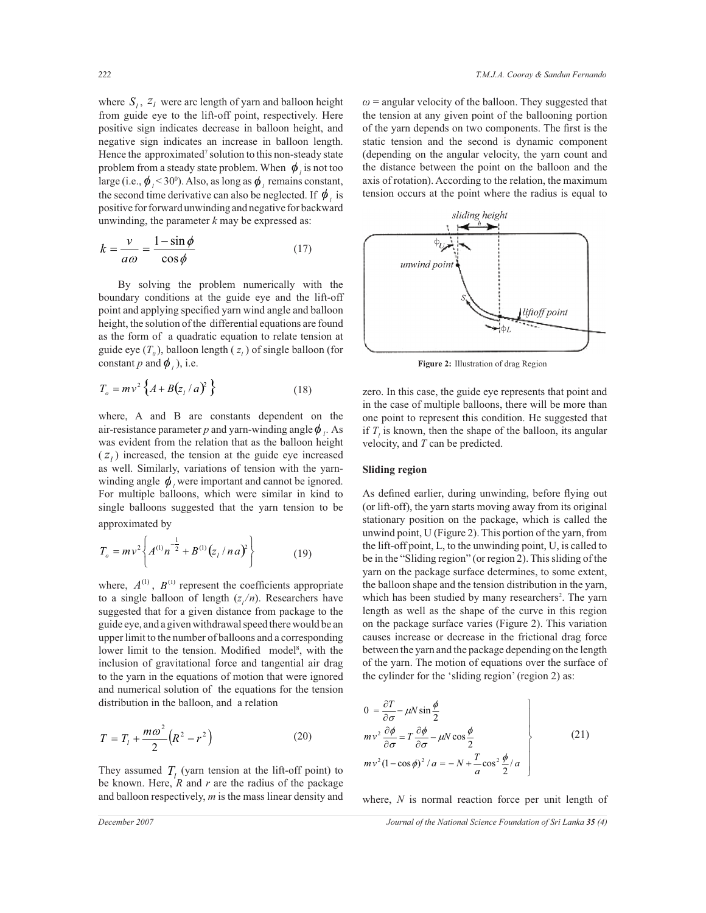where $S_l$, $z_l$ were arc length of yarn and balloon height from guide eye to the lift-off point, respectively. Here positive sign indicates decrease in balloon height, and negative sign indicates an increase in balloon length. Hence the approximated[7] solution to this non-steady state problem from a steady state problem. When $\phi_l$ is not too large (i.e., $\phi_l < 30^0$). Also, as long as $\phi_l$ remains constant, the second time derivative can also be neglected. If $\phi_l$ is positive for forward unwinding and negative for backward unwinding, the parameter $k$ may be expressed as:

$$k = \frac{v}{a\omega} = \frac{1 - \sin\phi}{\cos\phi} \tag{17}$$

By solving the problem numerically with the boundary conditions at the guide eye and the lift-off point and applying specified yarn wind angle and balloon height, the solution of the differential equations are found as the form of a quadratic equation to relate tension at guide eye ($T_0$), balloon length ($z_l$) of single balloon (for constant $p$ and $\phi_l$), i.e.

$$T_o = mv^2 \left\{ A + B(z_l / a)^2 \right\} \tag{18}$$

where, A and B are constants dependent on the air-resistance parameter $p$ and yarn-winding angle $\phi_l$. As was evident from the relation that as the balloon height ($z_l$) increased, the tension at the guide eye increased as well. Similarly, variations of tension with the yarn-winding angle $\phi_l$ were important and cannot be ignored. For multiple balloons, which were similar in kind to single balloons suggested that the yarn tension to be approximated by

$$T_o = mv^2 \left\{ A^{(1)} n^{-\frac{1}{2}} + B^{(1)} (z_l / n\,a)^2 \right\} \tag{19}$$

where, $A^{(1)}$, $B^{(1)}$ represent the coefficients appropriate to a single balloon of length ($z_l/n$). Researchers have suggested that for a given distance from package to the guide eye, and a given withdrawal speed there would be an upper limit to the number of balloons and a corresponding lower limit to the tension. Modified model[8], with the inclusion of gravitational force and tangential air drag to the yarn in the equations of motion that were ignored and numerical solution of the equations for the tension distribution in the balloon, and a relation

$$T = T_l + \frac{m\omega^2}{2}\left(R^2 - r^2\right) \tag{20}$$

They assumed $T_l$ (yarn tension at the lift-off point) to be known. Here, $R$ and $r$ are the radius of the package and balloon respectively, $m$ is the mass linear density and $\omega$ = angular velocity of the balloon. They suggested that the tension at any given point of the ballooning portion of the yarn depends on two components. The first is the static tension and the second is dynamic component (depending on the angular velocity, the yarn count and the distance between the point on the balloon and the axis of rotation). According to the relation, the maximum tension occurs at the point where the radius is equal to zero. In this case, the guide eye represents that point and in the case of multiple balloons, there will be more than one point to represent this condition. He suggested that if $T_l$ is known, then the shape of the balloon, its angular velocity, and $T$ can be predicted.

Figure 2: Illustration of drag Region

### Sliding region

As defined earlier, during unwinding, before flying out (or lift-off), the yarn starts moving away from its original stationary position on the package, which is called the unwind point, U (Figure 2). This portion of the yarn, from the lift-off point, L, to the unwinding point, U, is called to be in the "Sliding region" (or region 2). This sliding of the yarn on the package surface determines, to some extent, the balloon shape and the tension distribution in the yarn, which has been studied by many researchers[2]. The yarn length as well as the shape of the curve in this region on the package surface varies (Figure 2). This variation causes increase or decrease in the frictional drag force between the yarn and the package depending on the length of the yarn. The motion of equations over the surface of the cylinder for the 'sliding region' (region 2) as:

$$\left.\begin{aligned}
0 &= \frac{\partial T}{\partial \sigma} - \mu N \sin\frac{\phi}{2} \\
mv^2 \frac{\partial \phi}{\partial \sigma} &= T\frac{\partial \phi}{\partial \sigma} - \mu N \cos\frac{\phi}{2} \\
mv^2 (1-\cos\phi)^2 / a &= -N + \frac{T}{a}\cos^2\frac{\phi}{2} / a
\end{aligned}\right\} \tag{21}$$

where, $N$ is normal reaction force per unit length of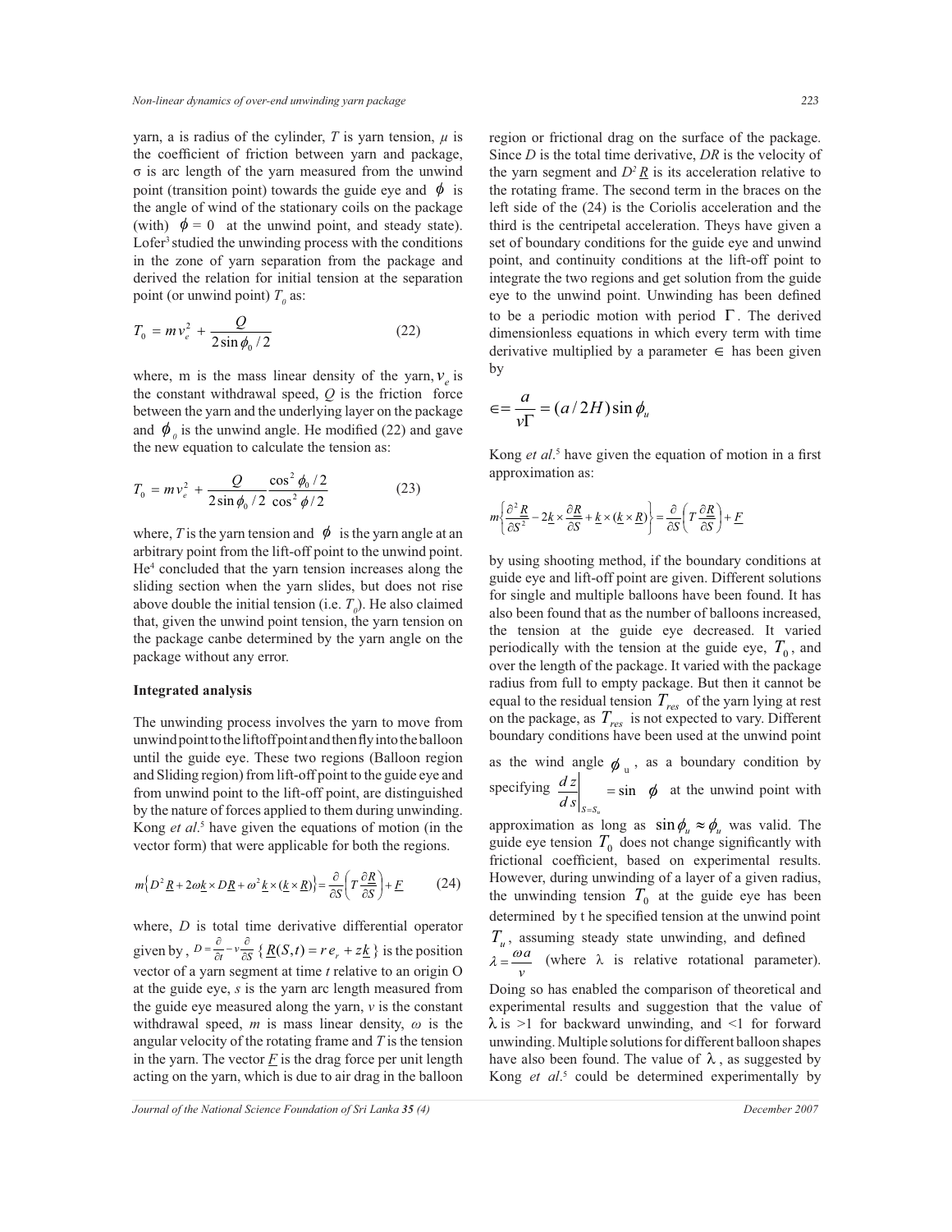yarn, a is radius of the cylinder, $T$ is yarn tension, $\mu$ is the coefficient of friction between yarn and package, σ is arc length of the yarn measured from the unwind point (transition point) towards the guide eye and $\phi$ is the angle of wind of the stationary coils on the package (with) $\phi = 0$ at the unwind point, and steady state). Lofer[3] studied the unwinding process with the conditions in the zone of yarn separation from the package and derived the relation for initial tension at the separation point (or unwind point) $T_0$ as:

$$T_0 = m v_e^2 + \frac{Q}{2 \sin \phi_0 / 2} \tag{22}$$

where, m is the mass linear density of the yarn, $v_e$ is the constant withdrawal speed, $Q$ is the friction force between the yarn and the underlying layer on the package and $\phi_0$ is the unwind angle. He modified (22) and gave the new equation to calculate the tension as:

$$T_0 = m v_e^2 + \frac{Q}{2 \sin \phi_0 / 2} \frac{\cos^2 \phi_0 / 2}{\cos^2 \phi / 2} \tag{23}$$

where, $T$ is the yarn tension and $\phi$ is the yarn angle at an arbitrary point from the lift-off point to the unwind point. He[4] concluded that the yarn tension increases along the sliding section when the yarn slides, but does not rise above double the initial tension (i.e. $T_0$). He also claimed that, given the unwind point tension, the yarn tension on the package canbe determined by the yarn angle on the package without any error.

### Integrated analysis

The unwinding process involves the yarn to move from unwind point to the liftoff point and then fly into the balloon until the guide eye. These two regions (Balloon region and Sliding region) from lift-off point to the guide eye and from unwind point to the lift-off point, are distinguished by the nature of forces applied to them during unwinding. Kong *et al*.[5] have given the equations of motion (in the vector form) that were applicable for both the regions.

$$m\left\{D^2 \underline{R} + 2\omega \underline{k} \times D\underline{R} + \omega^2 \underline{k} \times (\underline{k} \times \underline{R})\right\} = \frac{\partial}{\partial S}\left(T \frac{\partial \underline{R}}{\partial S}\right) + \underline{F} \tag{24}$$

where, $D$ is total time derivative differential operator given by, $D = \frac{\partial}{\partial t} - v \frac{\partial}{\partial S}$ $\{\underline{R}(S,t) = r\, e_r + z\underline{k}\}$ is the position vector of a yarn segment at time $t$ relative to an origin O at the guide eye, $s$ is the yarn arc length measured from the guide eye measured along the yarn, $v$ is the constant withdrawal speed, $m$ is mass linear density, $\omega$ is the angular velocity of the rotating frame and $T$ is the tension in the yarn. The vector $\underline{F}$ is the drag force per unit length acting on the yarn, which is due to air drag in the balloon region or frictional drag on the surface of the package. Since $D$ is the total time derivative, $D\underline{R}$ is the velocity of the yarn segment and $D^2 \underline{R}$ is its acceleration relative to the rotating frame. The second term in the braces on the left side of the (24) is the Coriolis acceleration and the third is the centripetal acceleration. Theys have given a set of boundary conditions for the guide eye and unwind point, and continuity conditions at the lift-off point to integrate the two regions and get solution from the guide eye to the unwind point. Unwinding has been defined to be a periodic motion with period $\Gamma$. The derived dimensionless equations in which every term with time derivative multiplied by a parameter $\in$ has been given by

$$\in = \frac{a}{v\Gamma} = (a/2H)\sin \phi_u$$

Kong *et al*.[5] have given the equation of motion in a first approximation as:

$$m\left\{\frac{\partial^2 \underline{R}}{\partial S^2} - 2\underline{k} \times \frac{\partial \underline{R}}{\partial S} + \underline{k} \times (\underline{k} \times \underline{R})\right\} = \frac{\partial}{\partial S}\left(T \frac{\partial \underline{R}}{\partial S}\right) + \underline{F}$$

by using shooting method, if the boundary conditions at guide eye and lift-off point are given. Different solutions for single and multiple balloons have been found. It has also been found that as the number of balloons increased, the tension at the guide eye decreased. It varied periodically with the tension at the guide eye, $T_0$, and over the length of the package. It varied with the package radius from full to empty package. But then it cannot be equal to the residual tension $T_{res}$ of the yarn lying at rest on the package, as $T_{res}$ is not expected to vary. Different boundary conditions have been used at the unwind point as the wind angle $\phi_u$, as a boundary condition by specifying $\left.\frac{dz}{ds}\right|_{S=S_u} = \sin \phi$ at the unwind point with approximation as long as $\sin \phi_u \approx \phi_u$ was valid. The guide eye tension $T_0$ does not change significantly with frictional coefficient, based on experimental results. However, during unwinding of a layer of a given radius, the unwinding tension $T_0$ at the guide eye has been determined by t he specified tension at the unwind point $T_u$, assuming steady state unwinding, and defined $\lambda = \frac{\omega a}{v}$ (where λ is relative rotational parameter). Doing so has enabled the comparison of theoretical and experimental results and suggestion that the value of λ is >1 for backward unwinding, and <1 for forward unwinding. Multiple solutions for different balloon shapes have also been found. The value of λ, as suggested by Kong *et al*.[5] could be determined experimentally by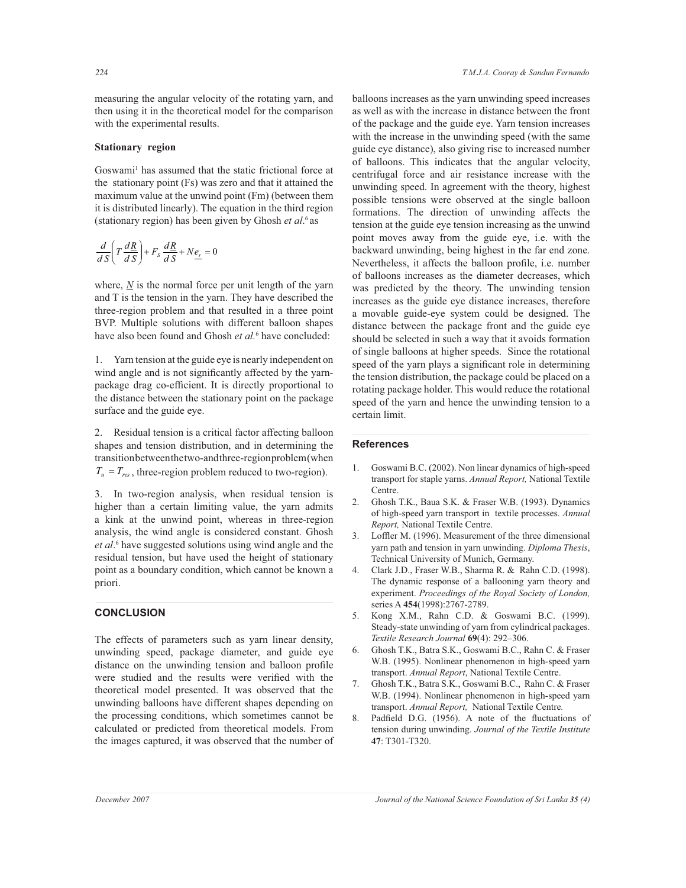measuring the angular velocity of the rotating yarn, and then using it in the theoretical model for the comparison with the experimental results.

**Stationary region**

Goswami[1] has assumed that the static frictional force at the stationary point (Fs) was zero and that it attained the maximum value at the unwind point (Fm) (between them it is distributed linearly). The equation in the third region (stationary region) has been given by Ghosh *et al.*[6] as

$$\frac{d}{dS}\left(T\frac{dR}{dS}\right)+F_S\frac{dR}{dS}+N\underline{e_r}=0$$

where, $\underline{N}$ is the normal force per unit length of the yarn and T is the tension in the yarn. They have described the three-region problem and that resulted in a three point BVP. Multiple solutions with different balloon shapes have also been found and Ghosh *et al.*[6] have concluded:

1. Yarn tension at the guide eye is nearly independent on wind angle and is not significantly affected by the yarn-package drag co-efficient. It is directly proportional to the distance between the stationary point on the package surface and the guide eye.

2. Residual tension is a critical factor affecting balloon shapes and tension distribution, and in determining the transition between the two- and three-region problem (when $T_u = T_{res}$, three-region problem reduced to two-region).

3. In two-region analysis, when residual tension is higher than a certain limiting value, the yarn admits a kink at the unwind point, whereas in three-region analysis, the wind angle is considered constant. Ghosh *et al*.[6] have suggested solutions using wind angle and the residual tension, but have used the height of stationary point as a boundary condition, which cannot be known a priori.

## CONCLUSION

The effects of parameters such as yarn linear density, unwinding speed, package diameter, and guide eye distance on the unwinding tension and balloon profile were studied and the results were verified with the theoretical model presented. It was observed that the unwinding balloons have different shapes depending on the processing conditions, which sometimes cannot be calculated or predicted from theoretical models. From the images captured, it was observed that the number of balloons increases as the yarn unwinding speed increases as well as with the increase in distance between the front of the package and the guide eye. Yarn tension increases with the increase in the unwinding speed (with the same guide eye distance), also giving rise to increased number of balloons. This indicates that the angular velocity, centrifugal force and air resistance increase with the unwinding speed. In agreement with the theory, highest possible tensions were observed at the single balloon formations. The direction of unwinding affects the tension at the guide eye tension increasing as the unwind point moves away from the guide eye, i.e. with the backward unwinding, being highest in the far end zone. Nevertheless, it affects the balloon profile, i.e. number of balloons increases as the diameter decreases, which was predicted by the theory. The unwinding tension increases as the guide eye distance increases, therefore a movable guide-eye system could be designed. The distance between the package front and the guide eye should be selected in such a way that it avoids formation of single balloons at higher speeds. Since the rotational speed of the yarn plays a significant role in determining the tension distribution, the package could be placed on a rotating package holder. This would reduce the rotational speed of the yarn and hence the unwinding tension to a certain limit.

## References

1. Goswami B.C. (2002). Non linear dynamics of high-speed transport for staple yarns. *Annual Report,* National Textile Centre.
2. Ghosh T.K., Baua S.K. & Fraser W.B. (1993). Dynamics of high-speed yarn transport in textile processes. *Annual Report,* National Textile Centre.
3. Loffler M. (1996). Measurement of the three dimensional yarn path and tension in yarn unwinding. *Diploma Thesis*, Technical University of Munich, Germany.
4. Clark J.D., Fraser W.B., Sharma R. & Rahn C.D. (1998). The dynamic response of a ballooning yarn theory and experiment. *Proceedings of the Royal Society of London,* series A **454**(1998):2767-2789.
5. Kong X.M., Rahn C.D. & Goswami B.C. (1999). Steady-state unwinding of yarn from cylindrical packages. *Textile Research Journal* **69**(4): 292–306.
6. Ghosh T.K., Batra S.K., Goswami B.C., Rahn C. & Fraser W.B. (1995). Nonlinear phenomenon in high-speed yarn transport. *Annual Report*, National Textile Centre.
7. Ghosh T.K., Batra S.K., Goswami B.C., Rahn C. & Fraser W.B. (1994). Nonlinear phenomenon in high-speed yarn transport. *Annual Report,* National Textile Centre.
8. Padfield D.G. (1956). A note of the fluctuations of tension during unwinding. *Journal of the Textile Institute* **47**: T301-T320.